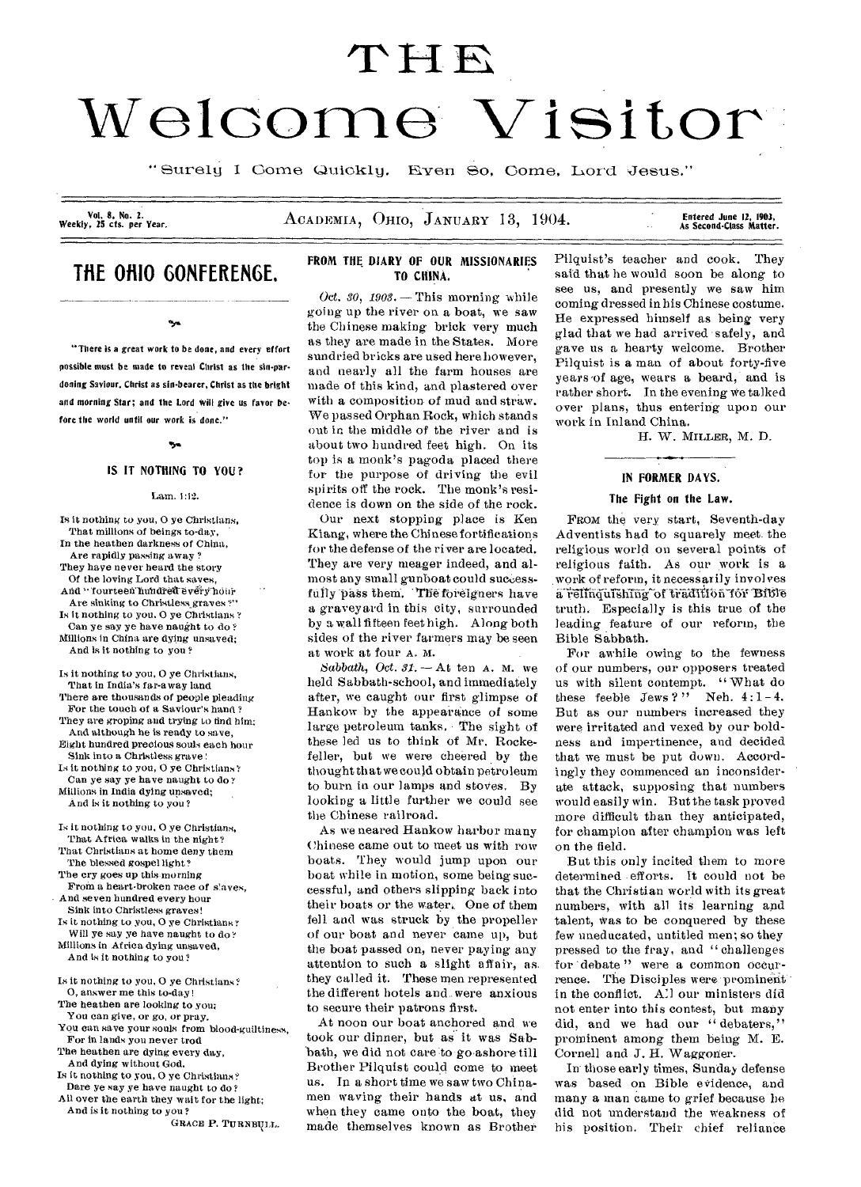# THE Welcome Visitor

"Surely I Come Quickly. Even So, Come, Lord Jesus."

Vol. 8, No. 2. Weekly, 25 cts. per Year.

ACADEMIA, OHIO, JANUARY 13, 1904.

Entered June 12, 1903, As Second-Class Matter.

## THE OHIO CONFERENCE.

"There is a great work to be done, and every effort possible must be made to reveal Christ as the sin-pardoning Saviour, Christ as sin-bearer, Christ as the bright and morning Star; and the Lord will give us favor before the world until our work is done."

### IS IT NOTHING TO YOU?

Lam. 1:12.

Is it nothing to you, O ye Christians,
That millions of beings to-day,
In the heathen darkness of China,
Are rapidly passing away?
They have never heard the story
Of the loving Lord that saves,
And "fourteen hundred every hour
Are sinking to Christless graves?"
Is it nothing to you, O ye Christians?
Can ye say ye have naught to do?
Millions in China are dying unsaved;
And is it nothing to you?

Is it nothing to you, O ye Christians,
That in India's far-away land
There are thousands of people pleading
For the touch of a Saviour's hand?
They are groping and trying to find him;
And although he is ready to save,
Eight hundred precious souls each hour
Sink into a Christless grave!
Is it nothing to you, O ye Christians?
Can ye say ye have naught to do?
Millions in India dying unsaved;
And is it nothing to you?

Is it nothing to you, O ye Christians,
That Africa walks in the night?
That Christians at home deny them
The blessed gospel light?
The cry goes up this morning
From a heart-broken race of slaves,
And seven hundred every hour
Sink into Christless graves!
Is it nothing to you, O ye Christians?
Will ye say ye have naught to do?
Millions in Africa dying unsaved,
And is it nothing to you?

Is it nothing to you, O ye Christians?
O, answer me this to-day!
The heathen are looking to you;
You can give, or go, or pray.
You can save your souls from blood-guiltiness,
For in lands you never trod
The heathen are dying every day,
And dying without God.
Is it nothing to you, O ye Christians?
Dare ye say ye have naught to do?
All over the earth they wait for the light;
And is it nothing to you?

GRACE P. TURNBULL.

### FROM THE DIARY OF OUR MISSIONARIES TO CHINA.

*Oct. 30, 1903.* — This morning while going up the river on a boat, we saw the Chinese making brick very much as they are made in the States. More sundried bricks are used here however, and nearly all the farm houses are made of this kind, and plastered over with a composition of mud and straw. We passed Orphan Rock, which stands out in the middle of the river and is about two hundred feet high. On its top is a monk's pagoda placed there for the purpose of driving the evil spirits off the rock. The monk's residence is down on the side of the rock.

Our next stopping place is Ken Kiang, where the Chinese fortifications for the defense of the river are located. They are very meager indeed, and almost any small gunboat could successfully pass them. The foreigners have a graveyard in this city, surrounded by a wall fifteen feet high. Along both sides of the river farmers may be seen at work at four A. M.

*Sabbath, Oct. 31.* — At ten A. M. we held Sabbath-school, and immediately after, we caught our first glimpse of Hankow by the appearance of some large petroleum tanks. The sight of these led us to think of Mr. Rockefeller, but we were cheered by the thought that we could obtain petroleum to burn in our lamps and stoves. By looking a little further we could see the Chinese railroad.

As we neared Hankow harbor many Chinese came out to meet us with row boats. They would jump upon our boat while in motion, some being successful, and others slipping back into their boats or the water. One of them fell and was struck by the propeller of our boat and never came up, but the boat passed on, never paying any attention to such a slight affair, as they called it. These men represented the different hotels and were anxious to secure their patrons first.

At noon our boat anchored and we took our dinner, but as it was Sabbath, we did not care to go ashore till Brother Pilquist could come to meet us. In a short time we saw two Chinamen waving their hands at us, and when they came onto the boat, they made themselves known as Brother Pilquist's teacher and cook. They said that he would soon be along to see us, and presently we saw him coming dressed in his Chinese costume. He expressed himself as being very glad that we had arrived safely, and gave us a hearty welcome. Brother Pilquist is a man of about forty-five years of age, wears a beard, and is rather short. In the evening we talked over plans, thus entering upon our work in Inland China.

H. W. MILLER, M. D.

### IN FORMER DAYS.

#### The Fight on the Law.

FROM the very start, Seventh-day Adventists had to squarely meet the religious world on several points of religious faith. As our work is a work of reform, it necessarily involves a relinquishing of tradition for Bible truth. Especially is this true of the leading feature of our reform, the Bible Sabbath.

For awhile owing to the fewness of our numbers, our opposers treated us with silent contempt. "What do these feeble Jews?" Neh. 4:1-4. But as our numbers increased they were irritated and vexed by our boldness and impertinence, and decided that we must be put down. Accordingly they commenced an inconsiderate attack, supposing that numbers would easily win. But the task proved more difficult than they anticipated, for champion after champion was left on the field.

But this only incited them to more determined efforts. It could not be that the Christian world with its great numbers, with all its learning and talent, was to be conquered by these few uneducated, untitled men; so they pressed to the fray, and "challenges for debate" were a common occurrence. The Disciples were prominent in the conflict. All our ministers did not enter into this contest, but many did, and we had our "debaters," prominent among them being M. E. Cornell and J. H. Waggoner.

In those early times, Sunday defense was based on Bible evidence, and many a man came to grief because he did not understand the weakness of his position. Their chief reliance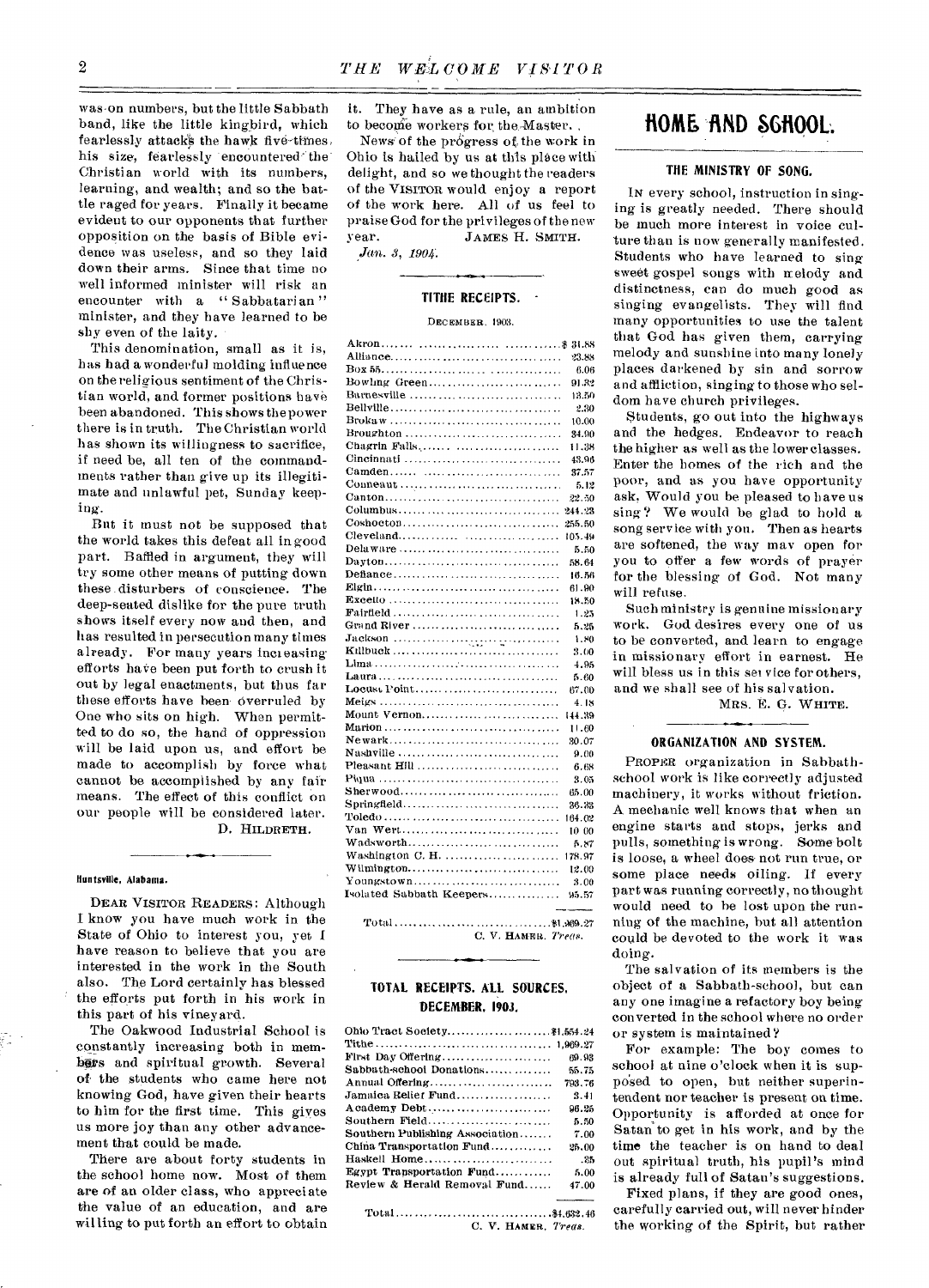was on numbers, but the little Sabbath band, like the little kingbird, which fearlessly attacks the hawk five times his size, fearlessly encountered the Christian world with its numbers, learning, and wealth; and so the battle raged for years. Finally it became evident to our opponents that further opposition on the basis of Bible evidence was useless, and so they laid down their arms. Since that time no well informed minister will risk an encounter with a "Sabbatarian" minister, and they have learned to be shy even of the laity.

This denomination, small as it is, has had a wonderful molding influence on the religious sentiment of the Christian world, and former positions have been abandoned. This shows the power there is in truth. The Christian world has shown its willingness to sacrifice, if need be, all ten of the commandments rather than give up its illegitimate and unlawful pet, Sunday keeping.

But it must not be supposed that the world takes this defeat all in good part. Baffled in argument, they will try some other means of putting down these disturbers of conscience. The deep-seated dislike for the pure truth shows itself every now and then, and has resulted in persecution many times already. For many years increasing efforts have been put forth to crush it out by legal enactments, but thus far these efforts have been overruled by One who sits on high. When permitted to do so, the hand of oppression will be laid upon us, and effort be made to accomplish by force what cannot be accomplished by any fair means. The effect of this conflict on our people will be considered later.

D. HILDRETH.

#### Huntsville, Alabama.

DEAR VISITOR READERS: Although I know you have much work in the State of Ohio to interest you, yet I have reason to believe that you are interested in the work in the South also. The Lord certainly has blessed the efforts put forth in his work in this part of his vineyard.

The Oakwood Industrial School is constantly increasing both in members and spiritual growth. Several of the students who came here not knowing God, have given their hearts to him for the first time. This gives us more joy than any other advancement that could be made.

There are about forty students in the school home now. Most of them are of an older class, who appreciate the value of an education, and are willing to put forth an effort to obtain it. They have as a rule, an ambition to become workers for the Master.

News of the progress of the work in Ohio is hailed by us at this place with delight, and so we thought the readers of the VISITOR would enjoy a report of the work here. All of us feel to praise God for the privileges of the new year.

JAMES H. SMITH.

*Jan. 3, 1904.*

### TITHE RECEIPTS.

DECEMBER, 1903.

| | |
|---|---|
| Akron | $ 31.88 |
| Alliance | 23.88 |
| Box 55 | 6.06 |
| Bowling Green | 91.32 |
| Barnesville | 13.50 |
| Bellville | 2.30 |
| Brokaw | 10.00 |
| Broughton | 34.90 |
| Chagrin Falls | 11.38 |
| Cincinnati | 43.96 |
| Camden | 37.57 |
| Conneaut | 5.12 |
| Canton | 22.50 |
| Columbus | 244.23 |
| Coshocton | 255.50 |
| Cleveland | 105.49 |
| Delaware | 5.50 |
| Dayton | 58.64 |
| Defiance | 16.56 |
| Elgin | 61.90 |
| Excello | 18.50 |
| Fairfield | 1.25 |
| Grand River | 5.25 |
| Jackson | 1.80 |
| Killbuck | 3.00 |
| Lima | 4.95 |
| Laura | 5.60 |
| Locust Point | 67.00 |
| Meigs | 4.18 |
| Mount Vernon | 144.39 |
| Marion | 11.60 |
| Newark | 30.07 |
| Nashville | 9.00 |
| Pleasant Hill | 6.68 |
| Piqua | 3.05 |
| Sherwood | 65.00 |
| Springfield | 36.33 |
| Toledo | 164.02 |
| Van Wert | 10 00 |
| Wadsworth | 5.87 |
| Washington C. H. | 178.97 |
| Wilmington | 12.00 |
| Youngstown | 3.00 |
| Isolated Sabbath Keepers | 95.57 |
| Total | $1,969.27 |

C. V. HAMER, *Treas.*

### TOTAL RECEIPTS, ALL SOURCES, DECEMBER, 1903.

| | |
|---|---|
| Ohio Tract Society | $1,554.24 |
| Tithe | 1,969.27 |
| First Day Offering | 69.93 |
| Sabbath-school Donations | 55.75 |
| Annual Offering | 793.76 |
| Jamaica Relief Fund | 3.41 |
| Academy Debt | 96.25 |
| Southern Field | 5.50 |
| Southern Publishing Association | 7.00 |
| China Transportation Fund | 25.00 |
| Haskell Home | .25 |
| Egypt Transportation Fund | 5.00 |
| Review & Herald Removal Fund | 47.00 |
| Total | $4,632.46 |

C. V. HAMER, *Treas.*

# HOME AND SCHOOL.

### THE MINISTRY OF SONG.

IN every school, instruction in singing is greatly needed. There should be much more interest in voice culture than is now generally manifested. Students who have learned to sing sweet gospel songs with melody and distinctness, can do much good as singing evangelists. They will find many opportunities to use the talent that God has given them, carrying melody and sunshine into many lonely places darkened by sin and sorrow and affliction, singing to those who seldom have church privileges.

Students, go out into the highways and the hedges. Endeavor to reach the higher as well as the lower classes. Enter the homes of the rich and the poor, and as you have opportunity ask, Would you be pleased to have us sing? We would be glad to hold a song service with you. Then as hearts are softened, the way may open for you to offer a few words of prayer for the blessing of God. Not many will refuse.

Such ministry is genuine missionary work. God desires every one of us to be converted, and learn to engage in missionary effort in earnest. He will bless us in this service for others, and we shall see of his salvation.

MRS. E. G. WHITE.

### ORGANIZATION AND SYSTEM.

PROPER organization in Sabbath-school work is like correctly adjusted machinery, it works without friction. A mechanic well knows that when an engine starts and stops, jerks and pulls, something is wrong. Some bolt is loose, a wheel does not run true, or some place needs oiling. If every part was running correctly, no thought would need to be lost upon the running of the machine, but all attention could be devoted to the work it was doing.

The salvation of its members is the object of a Sabbath-school, but can any one imagine a refactory boy being converted in the school where no order or system is maintained?

For example: The boy comes to school at nine o'clock when it is supposed to open, but neither superintendent nor teacher is present on time. Opportunity is afforded at once for Satan to get in his work, and by the time the teacher is on hand to deal out spiritual truth, his pupil's mind is already full of Satan's suggestions.

Fixed plans, if they are good ones, carefully carried out, will never hinder the working of the Spirit, but rather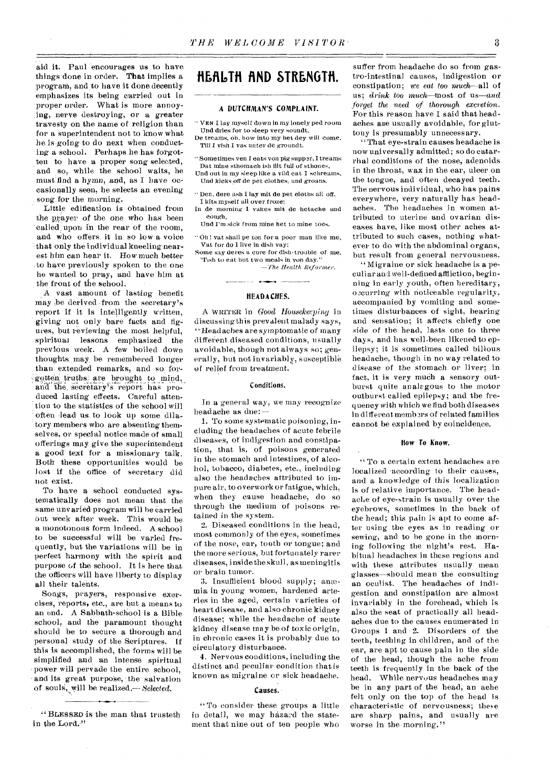aid it. Paul encourages us to have things done in order. That implies a program, and to have it done decently emphasizes its being carried out in proper order. What is more annoying, nerve destroying, or a greater travesty on the name of religion than for a superintendent not to know what he is going to do next when conducting a school. Perhaps he has forgotten to have a proper song selected, and so, while the school waits, he must find a hymn, and, as I have occasionally seen, he selects an evening song for the morning.

Little edification is obtained from the prayer of the one who has been called upon in the rear of the room, and who offers it in so low a voice that only the individual kneeling nearest him can hear it. How much better to have previously spoken to the one he wanted to pray, and have him at the front of the school.

A vast amount of lasting benefit may be derived from the secretary's report if it is intelligently written, giving not only bare facts and figures, but reviewing the most helpful, spiritual lessons emphasized the previous week. A few boiled down thoughts may be remembered longer than extended remarks, and so forgotten truths are brought to mind, and the secretary's report has produced lasting effects. Careful attention to the statistics of the school will often lead us to look up some dilatory members who are absenting themselves, or special notice made of small offerings may give the superintendent a good text for a missionary talk. Both these opportunities would be lost if the office of secretary did not exist.

To have a school conducted systematically does not mean that the same unvaried program will be carried out week after week. This would be a monotonous form indeed. A school to be successful will be varied frequently, but the variations will be in perfect harmony with the spirit and purpose of the school. It is here that the officers will have liberty to display all their talents.

Songs, prayers, responsive exercises, reports, etc., are but a means to an end. A Sabbath-school is a Bible school, and the paramount thought should be to secure a thorough and personal study of the Scriptures. If this is accomplished, the forms will be simplified and an intense spiritual power will pervade the entire school, and its great purpose, the salvation of souls, will be realized.—*Selected.*

---

"BLESSED is the man that trusteth in the Lord."

# HEALTH AND STRENGTH.

## A DUTCHMAN'S COMPLAINT.

"VEN I lay myself down in my lonely ped room
Und dries for to sleep very soundt,
De treams, oh, how into my het dey will come,
Till I vish I vas unter de groundt.

"Sometimes ven I eats von pig supper, I treams
Dat mine sthomach ish filt full of sthones,
Und out in my sleep like a vild cat I schreams,
Und kicks off de pet clothes, und groans.

"Den, dere ash I lay mit de pet cloths all off,
I kits myself all over froze;
In de morning I vakes mit de hetache und cough,
Und I'm sick from mine het to mine toes.

"Oh! vat shall pe ton for a poor man like me,
Vat for do I live in dish vay;
Some say deres a cure for dish trouble of me,
'Tish to eat but two meals in von day."

—*The Health Reformer.*

---

## HEADACHES.

A WRITER in *Good Housekeeping* in discussing this prevalent malady says, "Headaches are symptomatic of many different diseased conditions, usually avoidable, though not always so; generally, but not invariably, susceptible of relief from treatment.

### Conditions.

In a general way, we may recognize headache as due:—

1. To some systematic poisoning, including the headaches of acute febrile diseases, of indigestion and constipation, that is, of poisons generated in the stomach and intestines, of alcohol, tobacco, diabetes, etc., including also the headaches attributed to impure air, to overwork or fatigue, which, when they cause headache, do so through the medium of poisons retained in the system.

2. Diseased conditions in the head, most commonly of the eyes, sometimes of the nose, ear, tooth or tongue; and the more serious, but fortunately rarer diseases, inside the skull, as meningitis or brain tumor.

3. Insufficient blood supply; anæmia in young women, hardened arteries in the aged, certain varieties of heart disease, and also chronic kidney disease; while the headache of acute kidney disease may be of toxic origin, in chronic cases it is probably due to circulatory disturbance.

4. Nervous conditions, including the distinct and peculiar condition that is known as migraine or sick headache.

### Causes.

"To consider these groups a little in detail, we may hazard the statement that nine out of ten people who suffer from headache do so from gastro-intestinal causes, indigestion or constipation; *we eat too much*—all of us; *drink too much*—most of us—*and forget the need of thorough excretion.* For this reason have I said that headaches are usually avoidable, for gluttony is presumably unnecessary.

"That eye-strain causes headache is now universally admitted; so do catarrhal conditions of the nose, adenoids in the throat, wax in the ear, ulcer on the tongue, and often decayed teeth. The nervous individual, who has pains everywhere, very naturally has headaches. The headaches in women attributed to uterine and ovarian diseases have, like most other aches attributed to such cases, nothing whatever to do with the abdominal organs, but result from general nervousness.

"Migraine or sick headache is a peculiar and well-defined affliction, beginning in early youth, often hereditary, occurring with noticeable regularity, accompanied by vomiting and sometimes disturbances of sight, hearing and sensation; it affects chiefly one side of the head, lasts one to three days, and has well been likened to epilepsy; it is sometimes called bilious headache, though in no way related to disease of the stomach or liver; in fact, it is very much a sensory outburst quite analogous to the motor outburst called epilepsy; and the frequency with which we find both diseases in different members of related families cannot be explained by coincidence.

### How To Know.

"To a certain extent headaches are localized according to their causes, and a knowledge of this localization is of relative importance. The headache of eye-strain is usually over the eyebrows, sometimes in the back of the head; this pain is apt to come after using the eyes as in reading or sewing, and to be gone in the morning following the night's rest. Habitual headaches in these regions and with these attributes usually mean glasses—should mean the consulting an oculist. The headaches of indigestion and constipation are almost invariably in the forehead, which is also the seat of practically all headaches due to the causes enumerated in Groups 1 and 2. Disorders of the teeth, teething in children, and of the ear, are apt to cause pain in the side of the head, though the ache from teeth is frequently in the back of the head. While nervous headaches may be in any part of the head, an ache felt only on the top of the head is characteristic of nervousness; these are sharp pains, and usually are worse in the morning."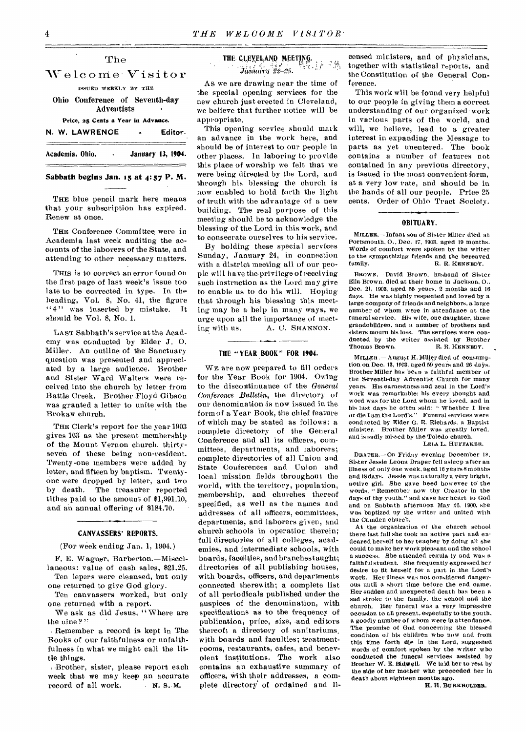# The Welcome Visitor

ISSUED WEEKLY BY THE

Ohio Conference of Seventh-day Adventists

Price, 25 Cents a Year in Advance.

N. W. LAWRENCE - Editor.

Academia, Ohio. - January 13, 1904.

**Sabbath begins Jan. 15 at 4:57 P. M.**

THE blue pencil mark here means that your subscription has expired. Renew at once.

THE Conference Committee were in Academia last week auditing the accounts of the laborers of the State, and attending to other necessary matters.

THIS is to correct an error found on the first page of last week's issue too late to be corrected in type. In the heading, Vol. 8, No. 41, the figure "4" was inserted by mistake. It should be Vol. 8, No. 1.

LAST Sabbath's service at the Academy was conducted by Elder J. O. Miller. An outline of the Sanctuary question was presented and appreciated by a large audience. Brother and Sister Ward Walters were received into the church by letter from Battle Creek. Brother Floyd Gibson was granted a letter to unite with the Brokaw church.

THE Clerk's report for the year 1903 gives 163 as the present membership of the Mount Vernon church, thirty-seven of these being non-resident. Twenty-one members were added by letter, and fifteen by baptism. Twenty-one were dropped by letter, and two by death. The treasurer reported tithes paid to the amount of $1,991.10, and an annual offering of $184.70.

## CANVASSERS' REPORTS.

(For week ending Jan. 1, 1904.)

F. E. Wagner, Barberton.—Miscellaneous: value of cash sales, $21.25.

Ten lepers were cleansed, but only one returned to give God glory.

Ten canvassers worked, but only one returned with a report.

We ask as did Jesus, "Where are the nine?"

Remember a record is kept in The Books of our faithfulness or unfaithfulness in what we might call the little things.

Brother, sister, please report each week that we may keep an accurate record of all work. N. S. M.

## THE CLEVELAND MEETING.

*January 22-25.*

As we are drawing near the time of the special opening services for the new church just erected in Cleveland, we believe that further notice will be appropriate.

This opening service should mark an advance in the work here, and should be of interest to our people in other places. In laboring to provide this place of worship we felt that we were being directed by the Lord, and through his blessing the church is now enabled to hold forth the light of truth with the advantage of a new building. The real purpose of this meeting should be to acknowledge the blessing of the Lord in this work, and to consecrate ourselves to his service.

By holding these special services Sunday, January 24, in connection with a district meeting all of our people will have the privilege of receiving such instruction as the Lord may give to enable us to do his will. Hoping that through his blessing this meeting may be a help in many ways, we urge upon all the importance of meeting with us. A. C. SHANNON.

## THE "YEAR BOOK" FOR 1904.

WE are now prepared to fill orders for the Year Book for 1904. Owing to the discontinuance of the *General Conference Bulletin*, the directory of our denomination is now issued in the form of a Year Book, the chief feature of which may be stated as follows: a complete directory of the General Conference and all its officers, committees, departments, and laborers; complete directories of all Union and State Conferences and Union and local mission fields throughout the world, with the territory, population, membership, and churches thereof specified, as well as the names and addresses of all officers, committees, departments, and laborers given, and church schools in operation therein; full directories of all colleges, academies, and intermediate schools, with boards, faculties, and branches taught; directories of all publishing houses, with boards, officers, and departments connected therewith; a complete list of all periodicals published under the auspices of the denomination, with specifications as to the frequency of publication, price, size, and editors thereof; a directory of sanitariums, with boards and faculties; treatment-rooms, restaurants, cafes, and benevolent institutions. The work also contains an exhaustive summary of officers, with their addresses, a complete directory of ordained and licensed ministers, and of physicians, together with statistical reports, and the Constitution of the General Conference.

This work will be found very helpful to our people in giving them a correct understanding of our organized work in various parts of the world, and will, we believe, lead to a greater interest in expanding the Message to parts as yet unentered. The book contains a number of features not contained in any previous directory, is issued in the most convenient form, at a very low rate, and should be in the hands of all our people. Price 25 cents. Order of Ohio Tract Society.

## OBITUARY.

MILLER.—Infant son of Sister Miller died at Portsmouth, O., Dec. 17, 1903, aged 19 months. Words of comfort were spoken by the writer to the sympathizing friends and the bereaved family. R. R. KENNEDY.

BROWN.—David Brown, husband of Sister Ella Brown, died at their home in Jackson, O., Dec. 21, 1903, aged 55 years, 2 months and 16 days. He was highly respected and loved by a large company of friends and neighbors, a large number of whom were in attendance at the funeral service. His wife, one daughter, three grandchildren, and a number of brothers and sisters mourn his loss. The services were conducted by the writer assisted by Brother Thomas Brown. R. R. KENNEDY.

MILLER.—August H. Miller died of consumption on Dec. 13, 1903, aged 59 years and 26 days. Brother Miller has been a faithful member of the Seventh-day Adventist Church for many years. His earnestness and zeal in the Lord's work was remarkable; his every thought and word was for the Lord whom he loved, and in his last days he often said: "Whether I live or die I am the Lord's." Funeral services were conducted by Elder G. R. Richards, a Baptist minister. Brother Miller was greatly loved, and is sadly missed by the Toledo church.

LELA L. HUFFAKER.

DRAPER.—On Friday evening December 18, Sister Jessie Leona Draper fell asleep after an illness of only one week, aged 16 years 8 months and 18 days. Jessie was naturally a very bright, active girl. She gave heed however to the words, "Remember now thy Creator in the days of thy youth," and gave her heart to God and on Sabbath afternoon May 26, 1900, she was baptized by the writer and united with the Camden church.

At the organization of the church school there last fall she took an active part and endeared herself to her teacher by doing all she could to make her work pleasant and the school a success. She attended regularly and was a faithful student. She frequently expressed her desire to fit herself for a part in the Lord's work. Her illness was not considered dangerous until a short time before the end came. Her sudden and unexpected death has been a sad stroke to the family, the school and the church. Her funeral was a very impressive occasion to all present, especially to the youth, a goodly number of whom were in attendance. The promise of God concerning the blessed condition of his children who now and from this time forth die in the Lord, suggested words of comfort spoken by the writer who conducted the funeral services assisted by Brother W. E. Bidwell. We laid her to rest by the side of her mother who preceeded her in death about eighteen months ago.

H. H. BURKHOLDER.